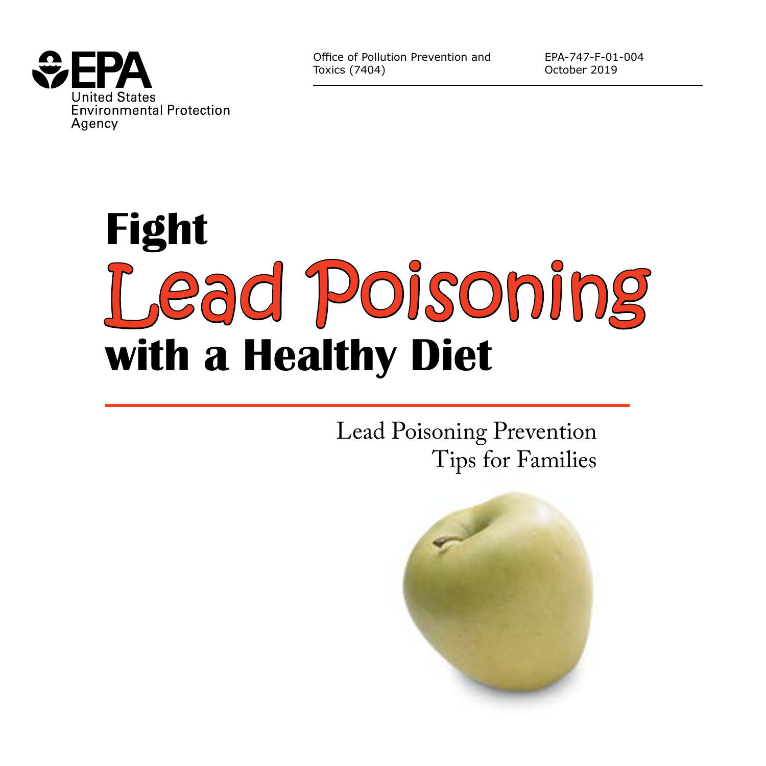United States Environmental Protection Agency

Office of Pollution Prevention and Toxics (7404)

EPA-747-F-01-004
October 2019

# Fight Lead Poisoning with a Healthy Diet

Lead Poisoning Prevention Tips for Families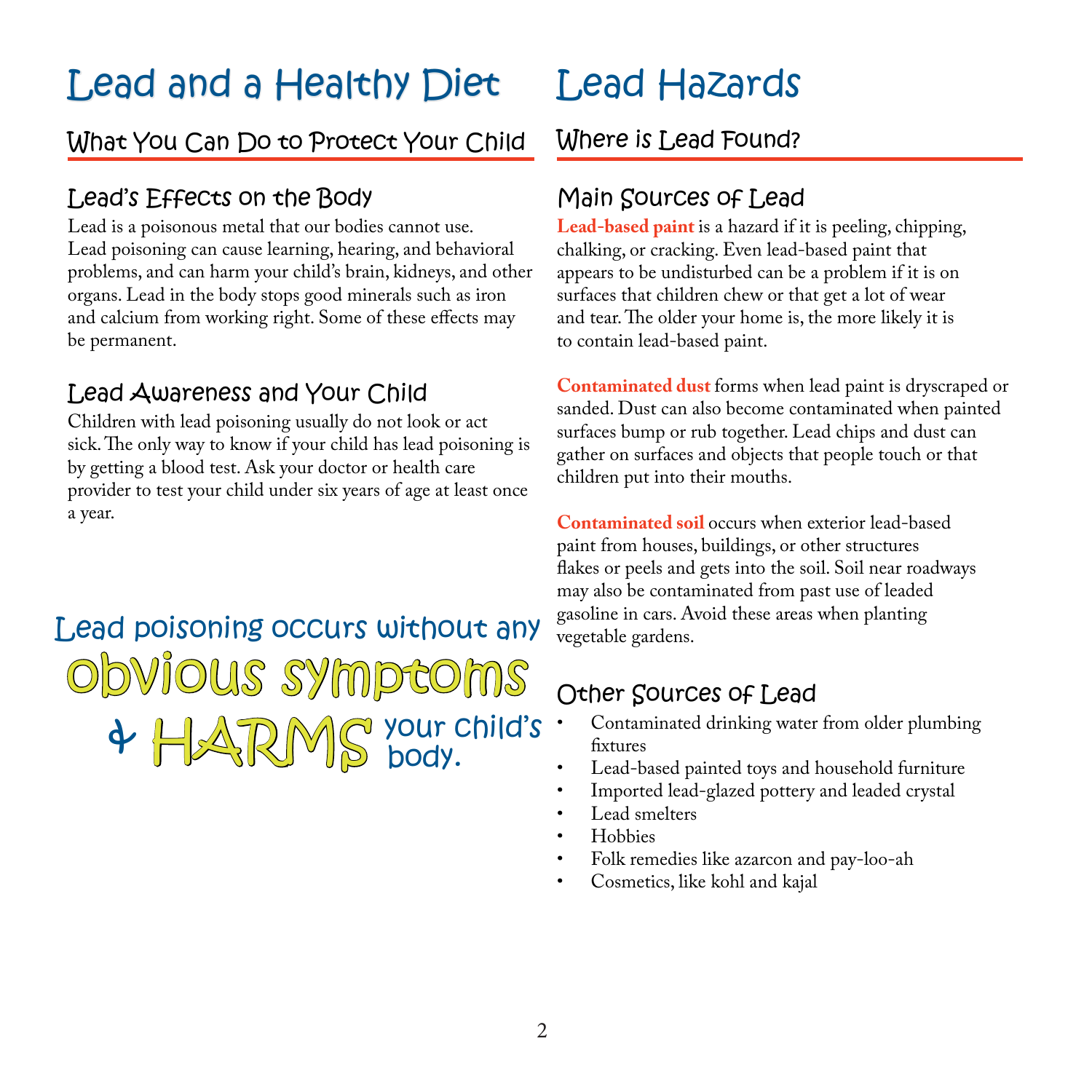# Lead and a Healthy Diet

## What You Can Do to Protect Your Child

### Lead's Effects on the Body

Lead is a poisonous metal that our bodies cannot use. Lead poisoning can cause learning, hearing, and behavioral problems, and can harm your child's brain, kidneys, and other organs. Lead in the body stops good minerals such as iron and calcium from working right. Some of these effects may be permanent.

### Lead Awareness and Your Child

Children with lead poisoning usually do not look or act sick. The only way to know if your child has lead poisoning is by getting a blood test. Ask your doctor or health care provider to test your child under six years of age at least once a year.

**Lead poisoning occurs without any OBVIOUS SYMPTOMS & HARMS your child's body.**

# Lead Hazards

## Where is Lead Found?

### Main Sources of Lead

**Lead-based paint** is a hazard if it is peeling, chipping, chalking, or cracking. Even lead-based paint that appears to be undisturbed can be a problem if it is on surfaces that children chew or that get a lot of wear and tear. The older your home is, the more likely it is to contain lead-based paint.

**Contaminated dust** forms when lead paint is dryscraped or sanded. Dust can also become contaminated when painted surfaces bump or rub together. Lead chips and dust can gather on surfaces and objects that people touch or that children put into their mouths.

**Contaminated soil** occurs when exterior lead-based paint from houses, buildings, or other structures flakes or peels and gets into the soil. Soil near roadways may also be contaminated from past use of leaded gasoline in cars. Avoid these areas when planting vegetable gardens.

### Other Sources of Lead

- Contaminated drinking water from older plumbing fixtures
- Lead-based painted toys and household furniture
- Imported lead-glazed pottery and leaded crystal
- Lead smelters
- Hobbies
- Folk remedies like azarcon and pay-loo-ah
- Cosmetics, like kohl and kajal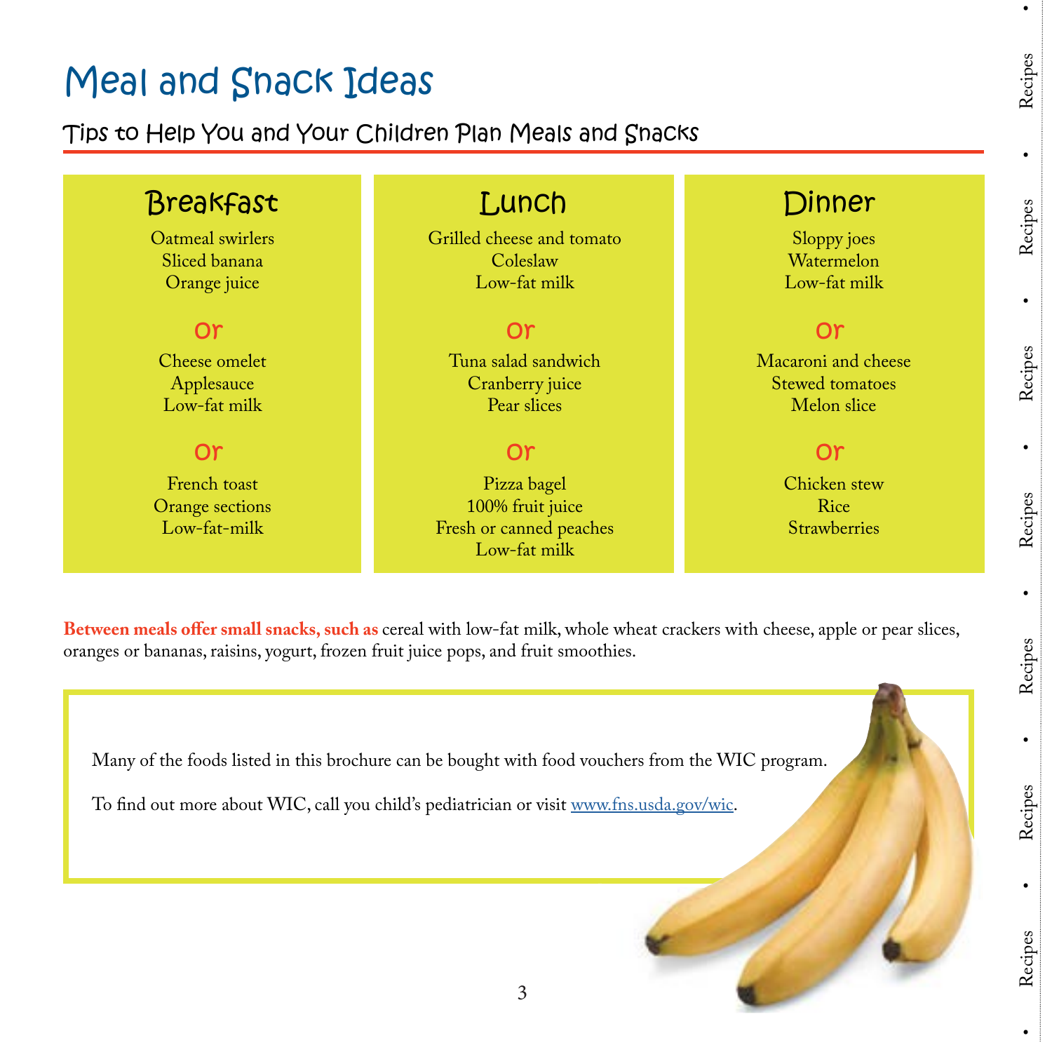# Meal and Snack Ideas

## Tips to Help You and Your Children Plan Meals and Snacks

### Breakfast

Oatmeal swirlers
Sliced banana
Orange juice

**Or**

Cheese omelet
Applesauce
Low-fat milk

**Or**

French toast
Orange sections
Low-fat-milk

### Lunch

Grilled cheese and tomato
Coleslaw
Low-fat milk

**Or**

Tuna salad sandwich
Cranberry juice
Pear slices

**Or**

Pizza bagel
100% fruit juice
Fresh or canned peaches
Low-fat milk

### Dinner

Sloppy joes
Watermelon
Low-fat milk

**Or**

Macaroni and cheese
Stewed tomatoes
Melon slice

**Or**

Chicken stew
Rice
Strawberries

**Between meals offer small snacks, such as** cereal with low-fat milk, whole wheat crackers with cheese, apple or pear slices, oranges or bananas, raisins, yogurt, frozen fruit juice pops, and fruit smoothies.

Many of the foods listed in this brochure can be bought with food vouchers from the WIC program.

To find out more about WIC, call you child's pediatrician or visit www.fns.usda.gov/wic.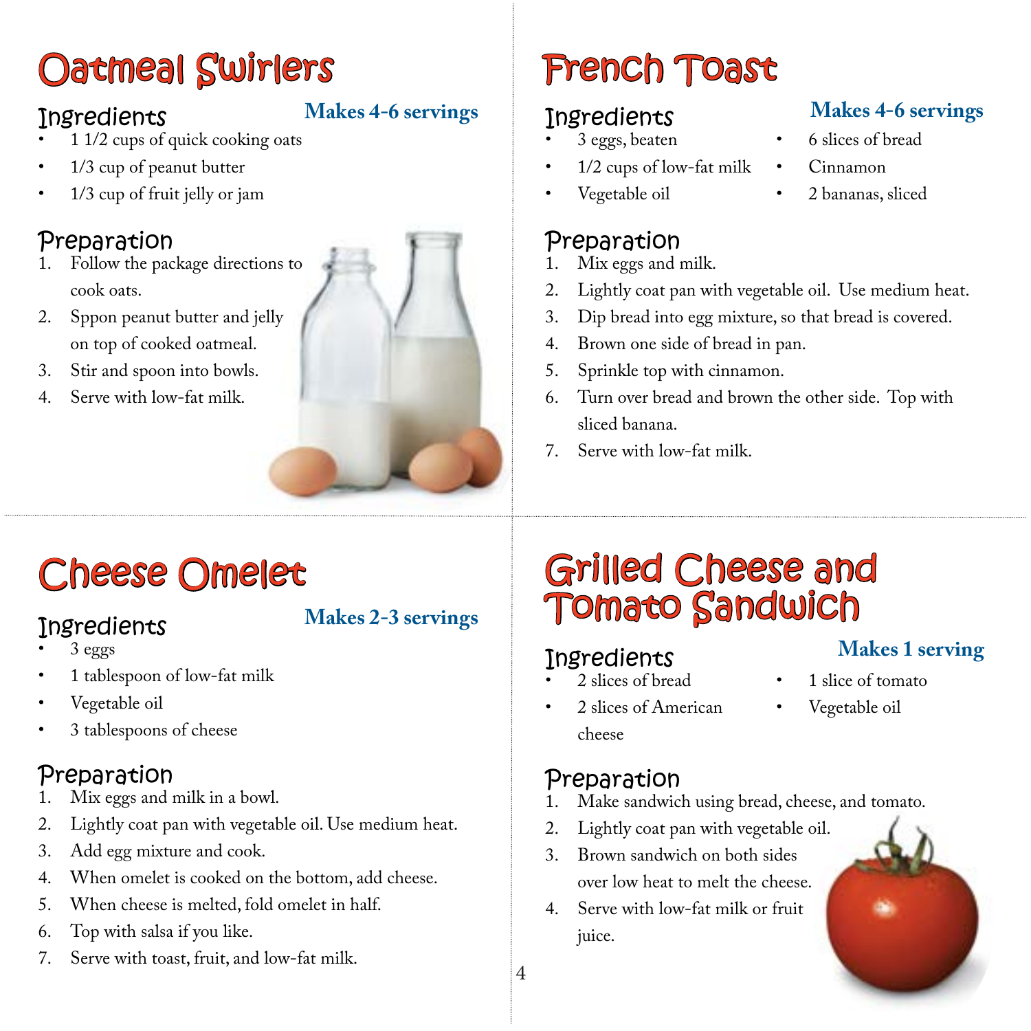# Oatmeal Swirlers

**Makes 4-6 servings**

## Ingredients

- 1 1/2 cups of quick cooking oats
- 1/3 cup of peanut butter
- 1/3 cup of fruit jelly or jam

## Preparation

1. Follow the package directions to cook oats.
2. Sppon peanut butter and jelly on top of cooked oatmeal.
3. Stir and spoon into bowls.
4. Serve with low-fat milk.

# French Toast

**Makes 4-6 servings**

## Ingredients

- 3 eggs, beaten
- 1/2 cups of low-fat milk
- Vegetable oil
- 6 slices of bread
- Cinnamon
- 2 bananas, sliced

## Preparation

1. Mix eggs and milk.
2. Lightly coat pan with vegetable oil. Use medium heat.
3. Dip bread into egg mixture, so that bread is covered.
4. Brown one side of bread in pan.
5. Sprinkle top with cinnamon.
6. Turn over bread and brown the other side. Top with sliced banana.
7. Serve with low-fat milk.

# Cheese Omelet

**Makes 2-3 servings**

## Ingredients

- 3 eggs
- 1 tablespoon of low-fat milk
- Vegetable oil
- 3 tablespoons of cheese

## Preparation

1. Mix eggs and milk in a bowl.
2. Lightly coat pan with vegetable oil. Use medium heat.
3. Add egg mixture and cook.
4. When omelet is cooked on the bottom, add cheese.
5. When cheese is melted, fold omelet in half.
6. Top with salsa if you like.
7. Serve with toast, fruit, and low-fat milk.

# Grilled Cheese and Tomato Sandwich

**Makes 1 serving**

## Ingredients

- 2 slices of bread
- 2 slices of American cheese
- 1 slice of tomato
- Vegetable oil

## Preparation

1. Make sandwich using bread, cheese, and tomato.
2. Lightly coat pan with vegetable oil.
3. Brown sandwich on both sides over low heat to melt the cheese.
4. Serve with low-fat milk or fruit juice.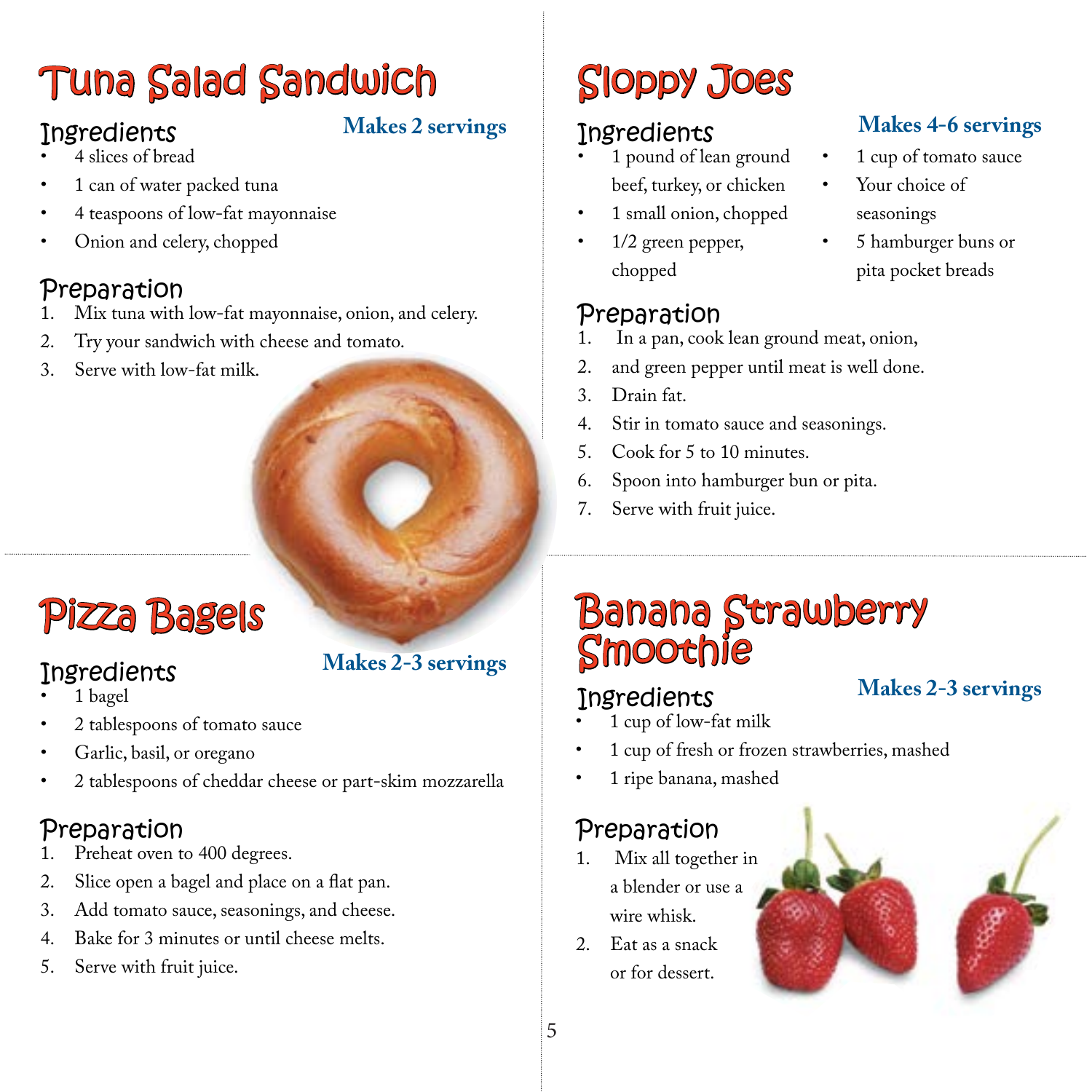# Tuna Salad Sandwich

**Makes 2 servings**

## Ingredients

- 4 slices of bread
- 1 can of water packed tuna
- 4 teaspoons of low-fat mayonnaise
- Onion and celery, chopped

## Preparation

1. Mix tuna with low-fat mayonnaise, onion, and celery.
2. Try your sandwich with cheese and tomato.
3. Serve with low-fat milk.

# Sloppy Joes

**Makes 4-6 servings**

## Ingredients

- 1 pound of lean ground beef, turkey, or chicken
- 1 small onion, chopped
- 1/2 green pepper, chopped
- 1 cup of tomato sauce
- Your choice of seasonings
- 5 hamburger buns or pita pocket breads

## Preparation

1. In a pan, cook lean ground meat, onion,
2. and green pepper until meat is well done.
3. Drain fat.
4. Stir in tomato sauce and seasonings.
5. Cook for 5 to 10 minutes.
6. Spoon into hamburger bun or pita.
7. Serve with fruit juice.

# Pizza Bagels

**Makes 2-3 servings**

## Ingredients

- 1 bagel
- 2 tablespoons of tomato sauce
- Garlic, basil, or oregano
- 2 tablespoons of cheddar cheese or part-skim mozzarella

## Preparation

1. Preheat oven to 400 degrees.
2. Slice open a bagel and place on a flat pan.
3. Add tomato sauce, seasonings, and cheese.
4. Bake for 3 minutes or until cheese melts.
5. Serve with fruit juice.

# Banana Strawberry Smoothie

**Makes 2-3 servings**

## Ingredients

- 1 cup of low-fat milk
- 1 cup of fresh or frozen strawberries, mashed
- 1 ripe banana, mashed

## Preparation

1. Mix all together in a blender or use a wire whisk.
2. Eat as a snack or for dessert.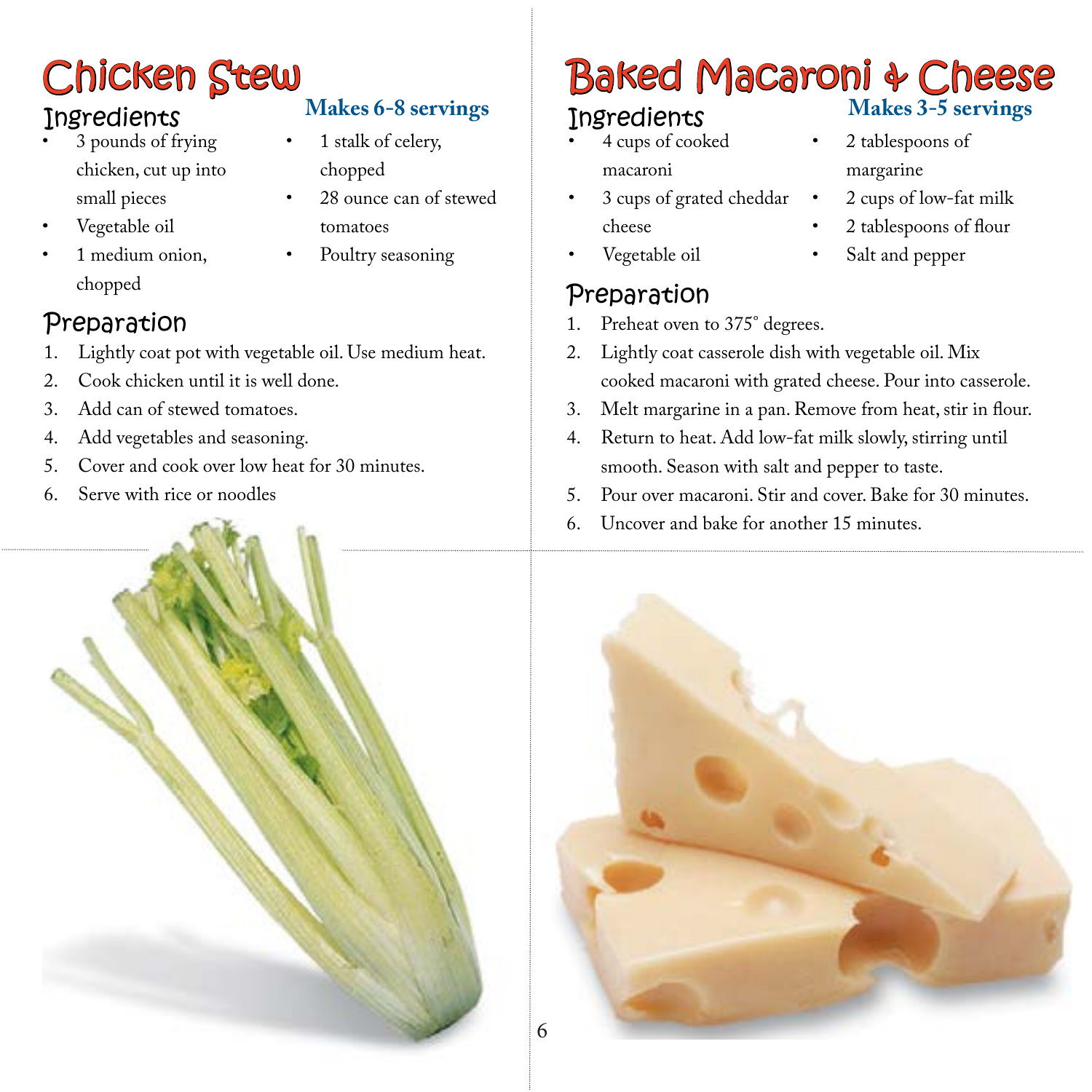# Chicken Stew

**Makes 6-8 servings**

## Ingredients

- 3 pounds of frying chicken, cut up into small pieces
- Vegetable oil
- 1 medium onion, chopped
- 1 stalk of celery, chopped
- 28 ounce can of stewed tomatoes
- Poultry seasoning

## Preparation

1. Lightly coat pot with vegetable oil. Use medium heat.
2. Cook chicken until it is well done.
3. Add can of stewed tomatoes.
4. Add vegetables and seasoning.
5. Cover and cook over low heat for 30 minutes.
6. Serve with rice or noodles

# Baked Macaroni & Cheese

**Makes 3-5 servings**

## Ingredients

- 4 cups of cooked macaroni
- 3 cups of grated cheddar cheese
- Vegetable oil
- 2 tablespoons of margarine
- 2 cups of low-fat milk
- 2 tablespoons of flour
- Salt and pepper

## Preparation

1. Preheat oven to 375˚ degrees.
2. Lightly coat casserole dish with vegetable oil. Mix cooked macaroni with grated cheese. Pour into casserole.
3. Melt margarine in a pan. Remove from heat, stir in flour.
4. Return to heat. Add low-fat milk slowly, stirring until smooth. Season with salt and pepper to taste.
5. Pour over macaroni. Stir and cover. Bake for 30 minutes.
6. Uncover and bake for another 15 minutes.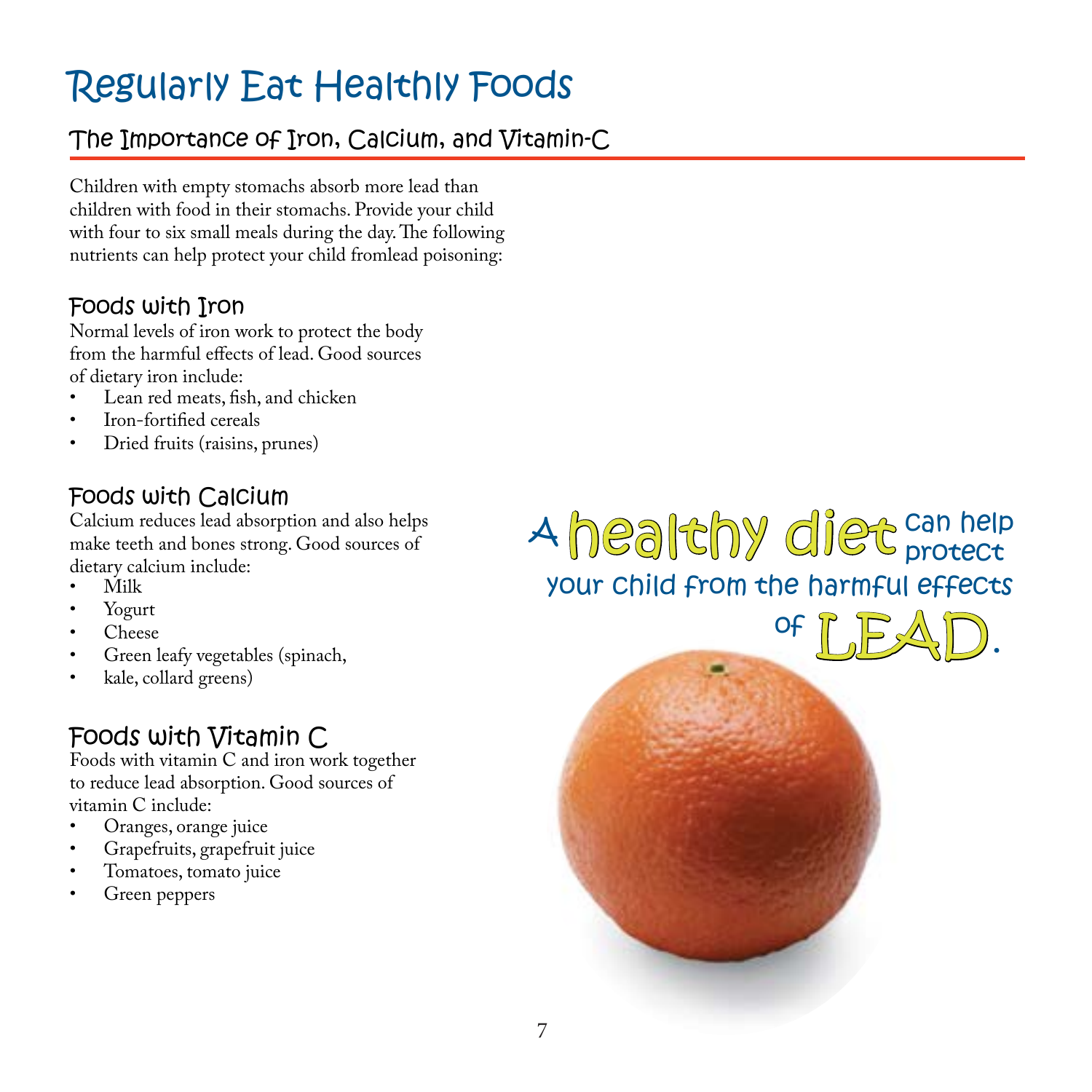# Regularly Eat Healthly Foods

## The Importance of Iron, Calcium, and Vitamin-C

Children with empty stomachs absorb more lead than children with food in their stomachs. Provide your child with four to six small meals during the day. The following nutrients can help protect your child fromlead poisoning:

### Foods with Iron

Normal levels of iron work to protect the body from the harmful effects of lead. Good sources of dietary iron include:

- Lean red meats, fish, and chicken
- Iron-fortified cereals
- Dried fruits (raisins, prunes)

### Foods with Calcium

Calcium reduces lead absorption and also helps make teeth and bones strong. Good sources of dietary calcium include:

- Milk
- Yogurt
- Cheese
- Green leafy vegetables (spinach,
- kale, collard greens)

### Foods with Vitamin C

Foods with vitamin C and iron work together to reduce lead absorption. Good sources of vitamin C include:

- Oranges, orange juice
- Grapefruits, grapefruit juice
- Tomatoes, tomato juice
- Green peppers

A healthy diet can help protect your child from the harmful effects of LEAD.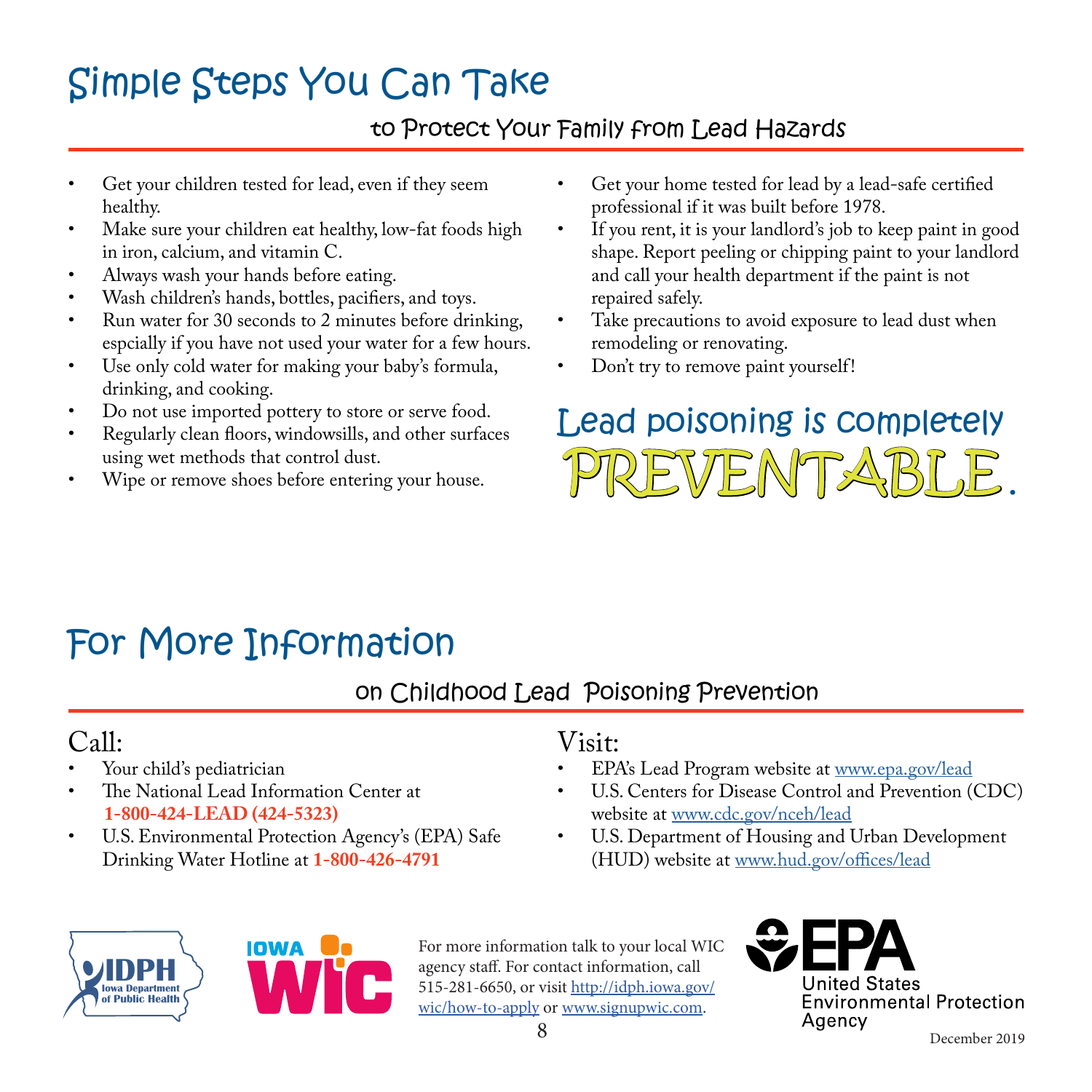# Simple Steps You Can Take

## to Protect Your Family from Lead Hazards

- Get your children tested for lead, even if they seem healthy.
- Make sure your children eat healthy, low-fat foods high in iron, calcium, and vitamin C.
- Always wash your hands before eating.
- Wash children's hands, bottles, pacifiers, and toys.
- Run water for 30 seconds to 2 minutes before drinking, espcially if you have not used your water for a few hours.
- Use only cold water for making your baby's formula, drinking, and cooking.
- Do not use imported pottery to store or serve food.
- Regularly clean floors, windowsills, and other surfaces using wet methods that control dust.
- Wipe or remove shoes before entering your house.
- Get your home tested for lead by a lead-safe certified professional if it was built before 1978.
- If you rent, it is your landlord's job to keep paint in good shape. Report peeling or chipping paint to your landlord and call your health department if the paint is not repaired safely.
- Take precautions to avoid exposure to lead dust when remodeling or renovating.
- Don't try to remove paint yourself!

Lead poisoning is completely PREVENTABLE.

# For More Information

## on Childhood Lead Poisoning Prevention

### Call:

- Your child's pediatrician
- The National Lead Information Center at **1-800-424-LEAD (424-5323)**
- U.S. Environmental Protection Agency's (EPA) Safe Drinking Water Hotline at **1-800-426-4791**

### Visit:

- EPA's Lead Program website at www.epa.gov/lead
- U.S. Centers for Disease Control and Prevention (CDC) website at www.cdc.gov/nceh/lead
- U.S. Department of Housing and Urban Development (HUD) website at www.hud.gov/offices/lead

IDPH Iowa Department of Public Health

IOWA WIC

For more information talk to your local WIC agency staff. For contact information, call 515-281-6650, or visit http://idph.iowa.gov/wic/how-to-apply or www.signupwic.com.

EPA United States Environmental Protection Agency

December 2019